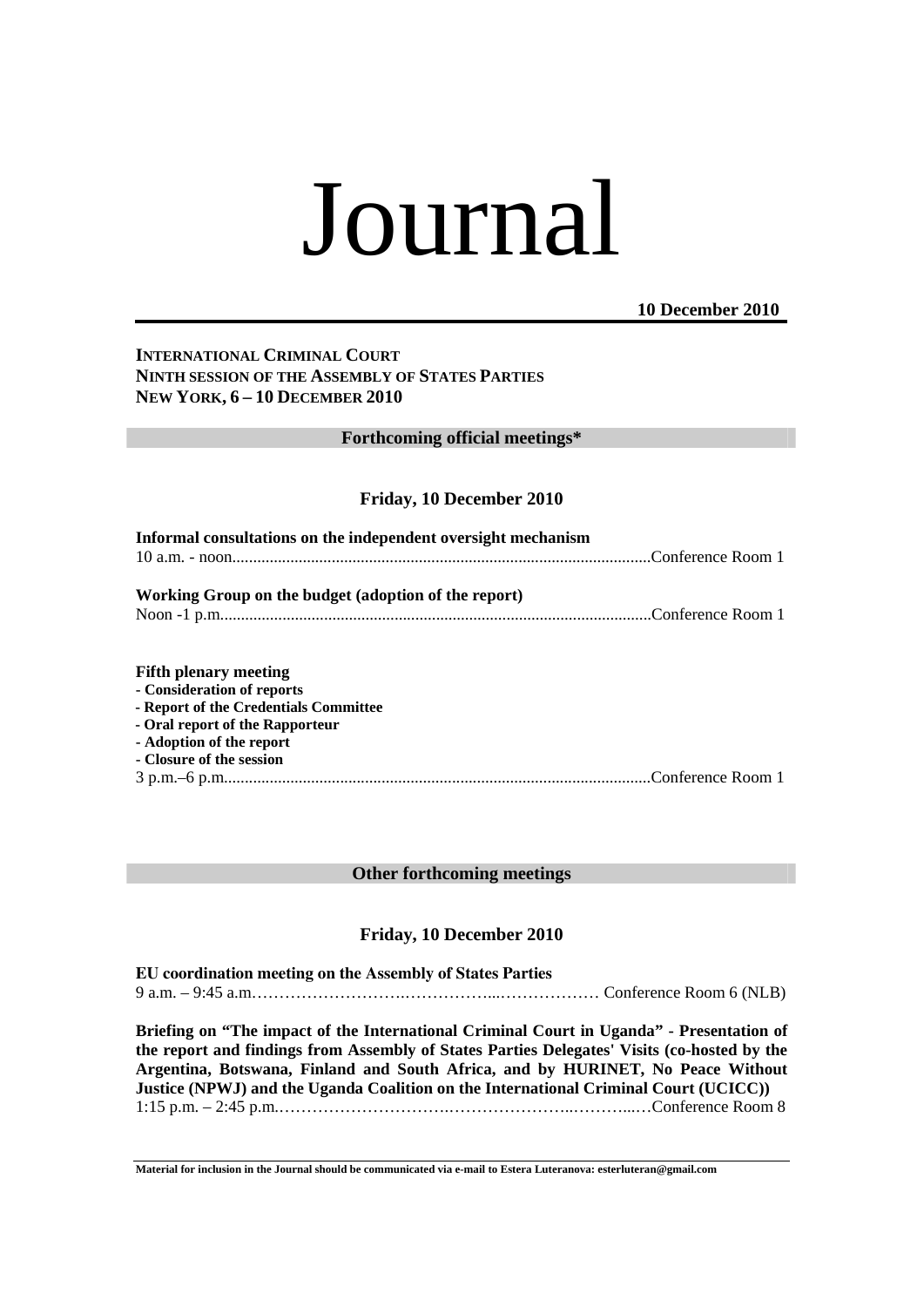# Journal

**10 December 2010**

**INTERNATIONAL CRIMINAL COURT**
**NINTH SESSION OF THE ASSEMBLY OF STATES PARTIES**
**NEW YORK, 6 – 10 DECEMBER 2010**

## Forthcoming official meetings*

### Friday, 10 December 2010

**Informal consultations on the independent oversight mechanism**
10 a.m. - noon....................................................................................................Conference Room 1

**Working Group on the budget (adoption of the report)**
Noon -1 p.m.......................................................................................................Conference Room 1

**Fifth plenary meeting**
**- Consideration of reports**
**- Report of the Credentials Committee**
**- Oral report of the Rapporteur**
**- Adoption of the report**
**- Closure of the session**
3 p.m.–6 p.m......................................................................................................Conference Room 1

## Other forthcoming meetings

### Friday, 10 December 2010

**EU coordination meeting on the Assembly of States Parties**
9 a.m. – 9:45 a.m.……………………….……………...……………… Conference Room 6 (NLB)

**Briefing on "The impact of the International Criminal Court in Uganda" - Presentation of the report and findings from Assembly of States Parties Delegates' Visits (co-hosted by the Argentina, Botswana, Finland and South Africa, and by HURINET, No Peace Without Justice (NPWJ) and the Uganda Coalition on the International Criminal Court (UCICC))**
1:15 p.m. – 2:45 p.m.………………………….…………………..………...…Conference Room 8

**Material for inclusion in the Journal should be communicated via e-mail to Estera Luteranova: esterluteran@gmail.com**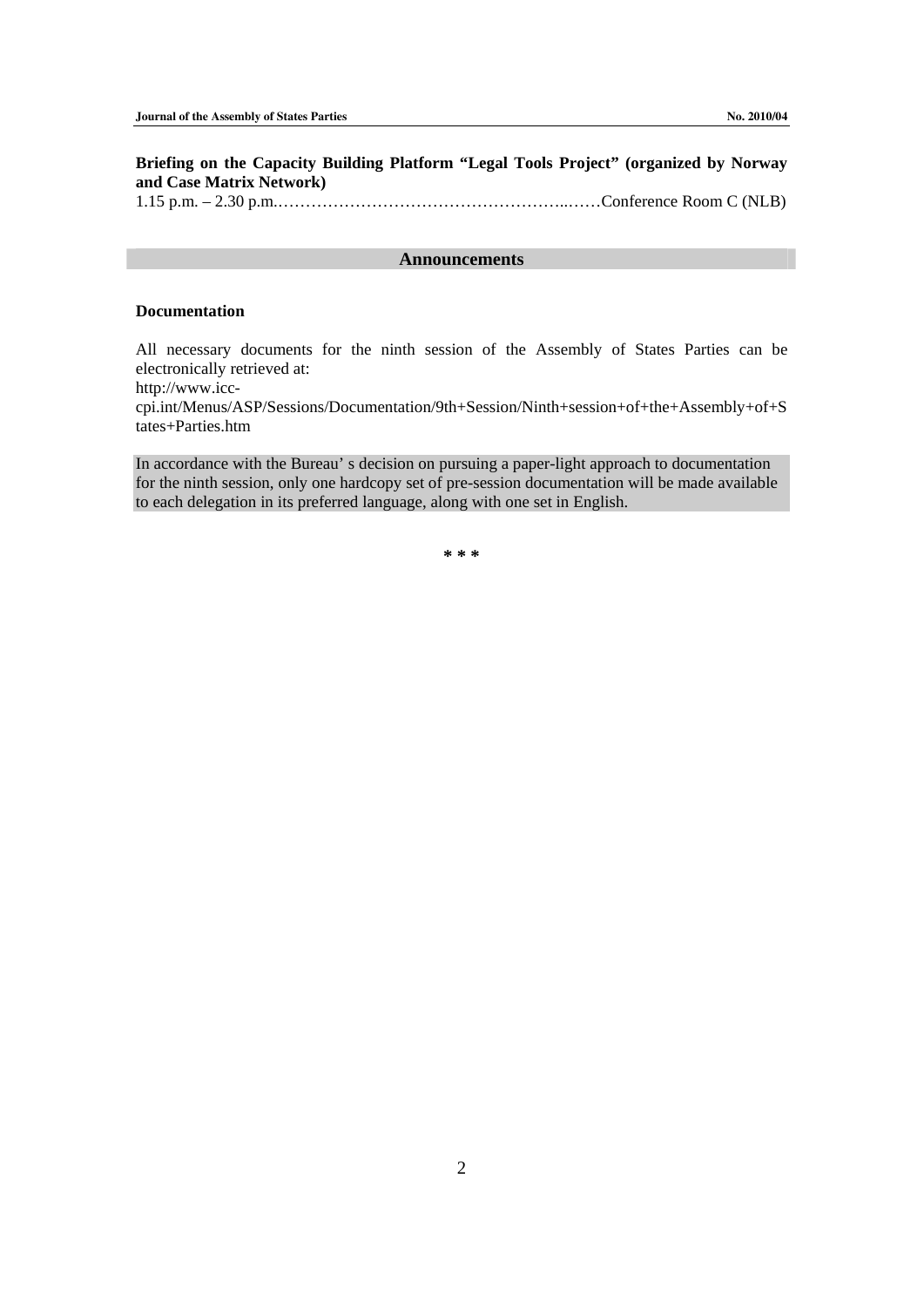**Briefing on the Capacity Building Platform "Legal Tools Project" (organized by Norway and Case Matrix Network)**

1.15 p.m. – 2.30 p.m.…………………………………………………..……Conference Room C (NLB)

## Announcements

**Documentation**

All necessary documents for the ninth session of the Assembly of States Parties can be electronically retrieved at:
http://www.icc-cpi.int/Menus/ASP/Sessions/Documentation/9th+Session/Ninth+session+of+the+Assembly+of+States+Parties.htm

In accordance with the Bureau' s decision on pursuing a paper-light approach to documentation for the ninth session, only one hardcopy set of pre-session documentation will be made available to each delegation in its preferred language, along with one set in English.

\* \* \*